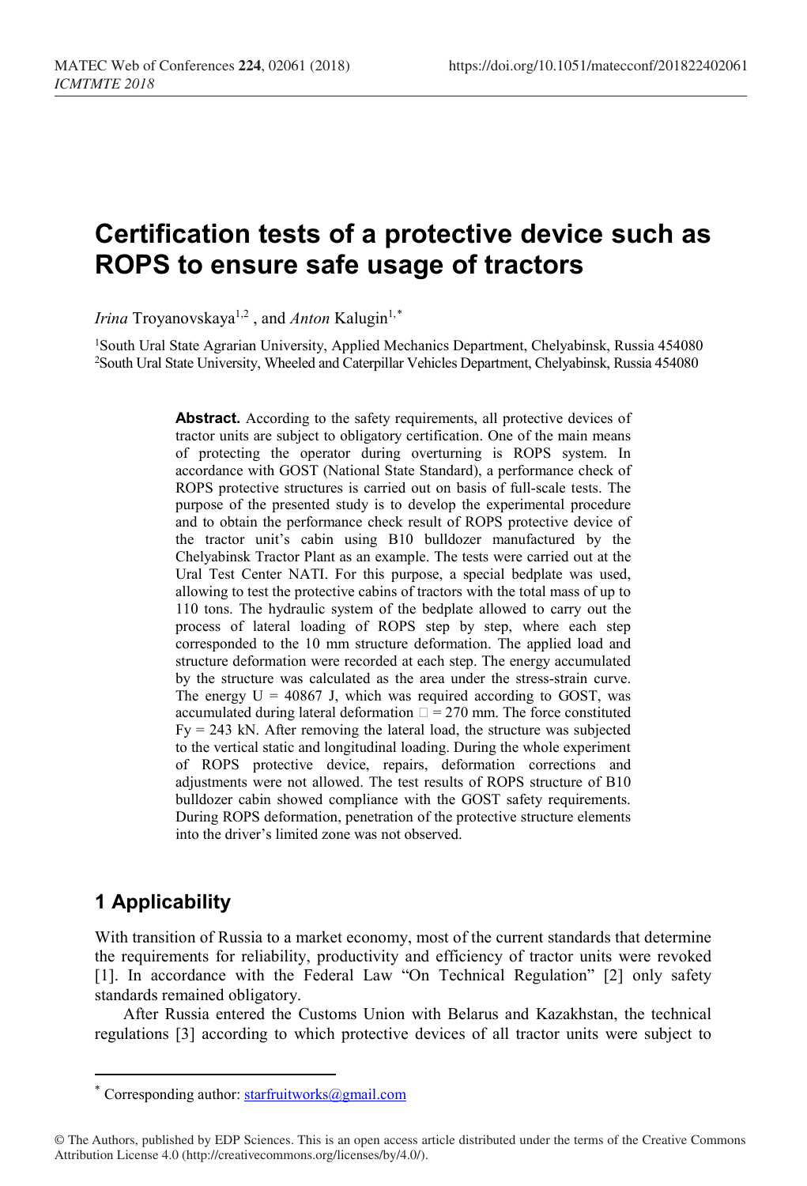# Certification tests of a protective device such as ROPS to ensure safe usage of tractors

*Irina* Troyanovskaya[1,2] , and *Anton* Kalugin[1,*]

[1]South Ural State Agrarian University, Applied Mechanics Department, Chelyabinsk, Russia 454080
[2]South Ural State University, Wheeled and Caterpillar Vehicles Department, Chelyabinsk, Russia 454080

**Abstract.** According to the safety requirements, all protective devices of tractor units are subject to obligatory certification. One of the main means of protecting the operator during overturning is ROPS system. In accordance with GOST (National State Standard), a performance check of ROPS protective structures is carried out on basis of full-scale tests. The purpose of the presented study is to develop the experimental procedure and to obtain the performance check result of ROPS protective device of the tractor unit's cabin using B10 bulldozer manufactured by the Chelyabinsk Tractor Plant as an example. The tests were carried out at the Ural Test Center NATI. For this purpose, a special bedplate was used, allowing to test the protective cabins of tractors with the total mass of up to 110 tons. The hydraulic system of the bedplate allowed to carry out the process of lateral loading of ROPS step by step, where each step corresponded to the 10 mm structure deformation. The applied load and structure deformation were recorded at each step. The energy accumulated by the structure was calculated as the area under the stress-strain curve. The energy $U = 40867$ J, which was required according to GOST, was accumulated during lateral deformation $\Delta = 270$ mm. The force constituted $F_y = 243$ kN. After removing the lateral load, the structure was subjected to the vertical static and longitudinal loading. During the whole experiment of ROPS protective device, repairs, deformation corrections and adjustments were not allowed. The test results of ROPS structure of B10 bulldozer cabin showed compliance with the GOST safety requirements. During ROPS deformation, penetration of the protective structure elements into the driver's limited zone was not observed.

## 1 Applicability

With transition of Russia to a market economy, most of the current standards that determine the requirements for reliability, productivity and efficiency of tractor units were revoked [1]. In accordance with the Federal Law "On Technical Regulation" [2] only safety standards remained obligatory.

After Russia entered the Customs Union with Belarus and Kazakhstan, the technical regulations [3] according to which protective devices of all tractor units were subject to

* Corresponding author: starfruitworks@gmail.com

© The Authors, published by EDP Sciences. This is an open access article distributed under the terms of the Creative Commons Attribution License 4.0 (http://creativecommons.org/licenses/by/4.0/).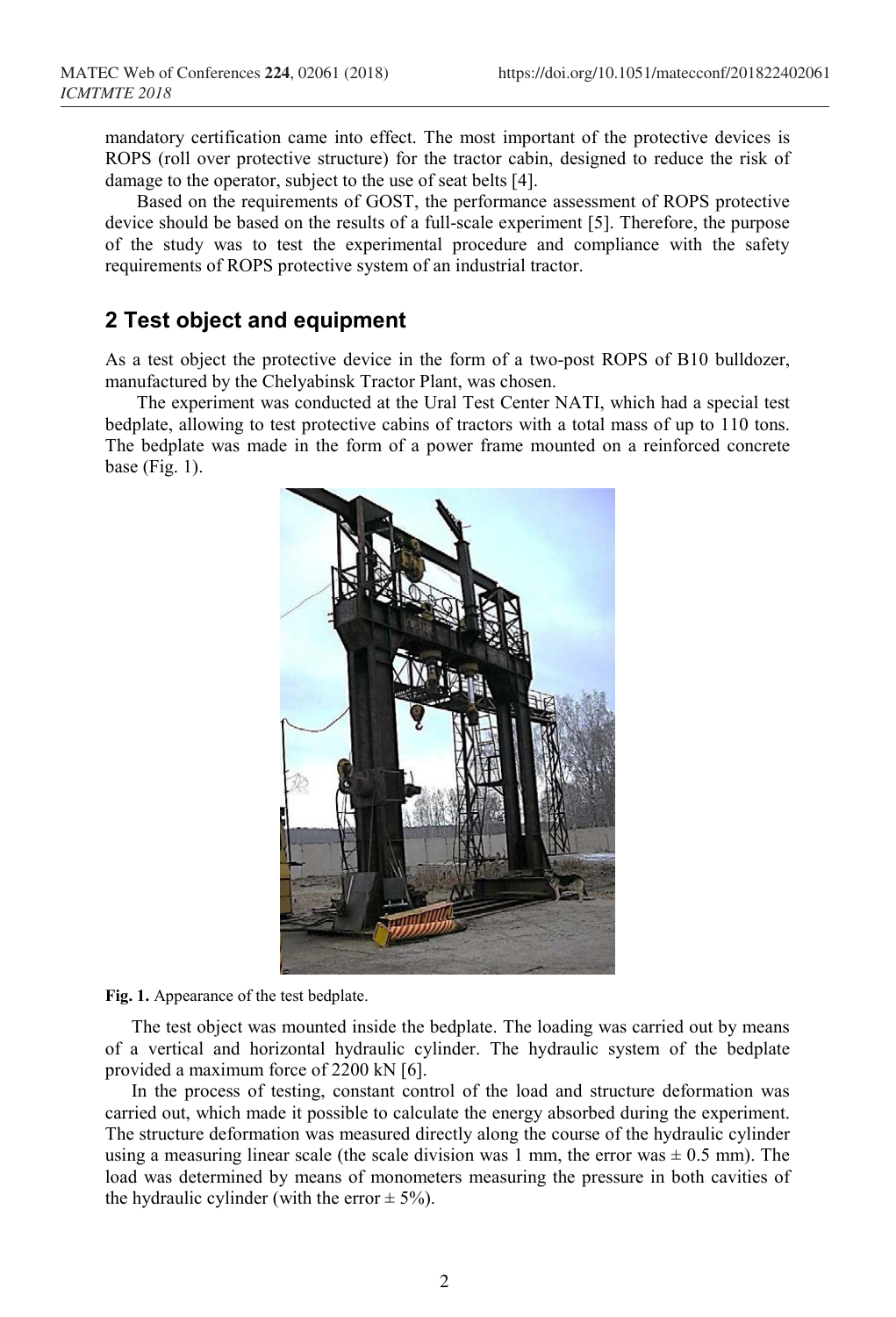mandatory certification came into effect. The most important of the protective devices is ROPS (roll over protective structure) for the tractor cabin, designed to reduce the risk of damage to the operator, subject to the use of seat belts [4].

Based on the requirements of GOST, the performance assessment of ROPS protective device should be based on the results of a full-scale experiment [5]. Therefore, the purpose of the study was to test the experimental procedure and compliance with the safety requirements of ROPS protective system of an industrial tractor.

## 2 Test object and equipment

As a test object the protective device in the form of a two-post ROPS of B10 bulldozer, manufactured by the Chelyabinsk Tractor Plant, was chosen.

The experiment was conducted at the Ural Test Center NATI, which had a special test bedplate, allowing to test protective cabins of tractors with a total mass of up to 110 tons. The bedplate was made in the form of a power frame mounted on a reinforced concrete base (Fig. 1).

**Fig. 1.** Appearance of the test bedplate.

The test object was mounted inside the bedplate. The loading was carried out by means of a vertical and horizontal hydraulic cylinder. The hydraulic system of the bedplate provided a maximum force of 2200 kN [6].

In the process of testing, constant control of the load and structure deformation was carried out, which made it possible to calculate the energy absorbed during the experiment. The structure deformation was measured directly along the course of the hydraulic cylinder using a measuring linear scale (the scale division was 1 mm, the error was ± 0.5 mm). The load was determined by means of monometers measuring the pressure in both cavities of the hydraulic cylinder (with the error ± 5%).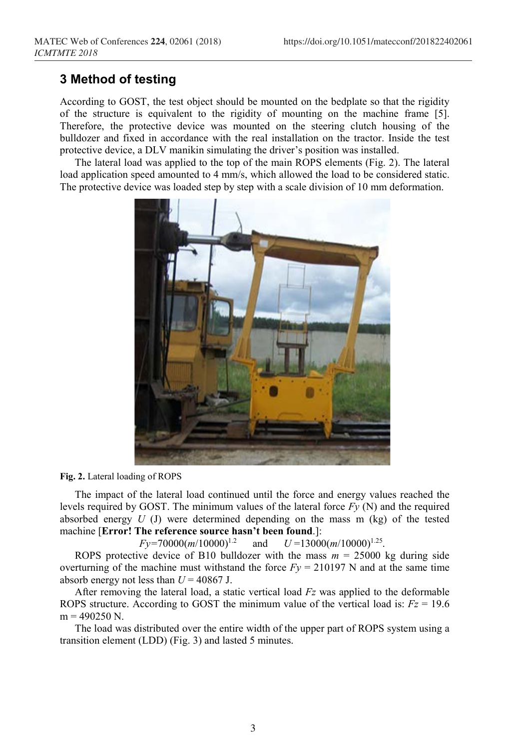## 3 Method of testing

According to GOST, the test object should be mounted on the bedplate so that the rigidity of the structure is equivalent to the rigidity of mounting on the machine frame [5]. Therefore, the protective device was mounted on the steering clutch housing of the bulldozer and fixed in accordance with the real installation on the tractor. Inside the test protective device, a DLV manikin simulating the driver's position was installed.

The lateral load was applied to the top of the main ROPS elements (Fig. 2). The lateral load application speed amounted to 4 mm/s, which allowed the load to be considered static. The protective device was loaded step by step with a scale division of 10 mm deformation.

**Fig. 2.** Lateral loading of ROPS

The impact of the lateral load continued until the force and energy values reached the levels required by GOST. The minimum values of the lateral force $Fy$ (N) and the required absorbed energy $U$ (J) were determined depending on the mass m (kg) of the tested machine [**Error! The reference source hasn't been found**.]:

$$Fy=70000(m/10000)^{1.2} \quad \text{and} \quad U=13000(m/10000)^{1.25}.$$

ROPS protective device of B10 bulldozer with the mass $m$ = 25000 kg during side overturning of the machine must withstand the force $Fy$ = 210197 N and at the same time absorb energy not less than $U$ = 40867 J.

After removing the lateral load, a static vertical load $Fz$ was applied to the deformable ROPS structure. According to GOST the minimum value of the vertical load is: $Fz$ = 19.6 m = 490250 N.

The load was distributed over the entire width of the upper part of ROPS system using a transition element (LDD) (Fig. 3) and lasted 5 minutes.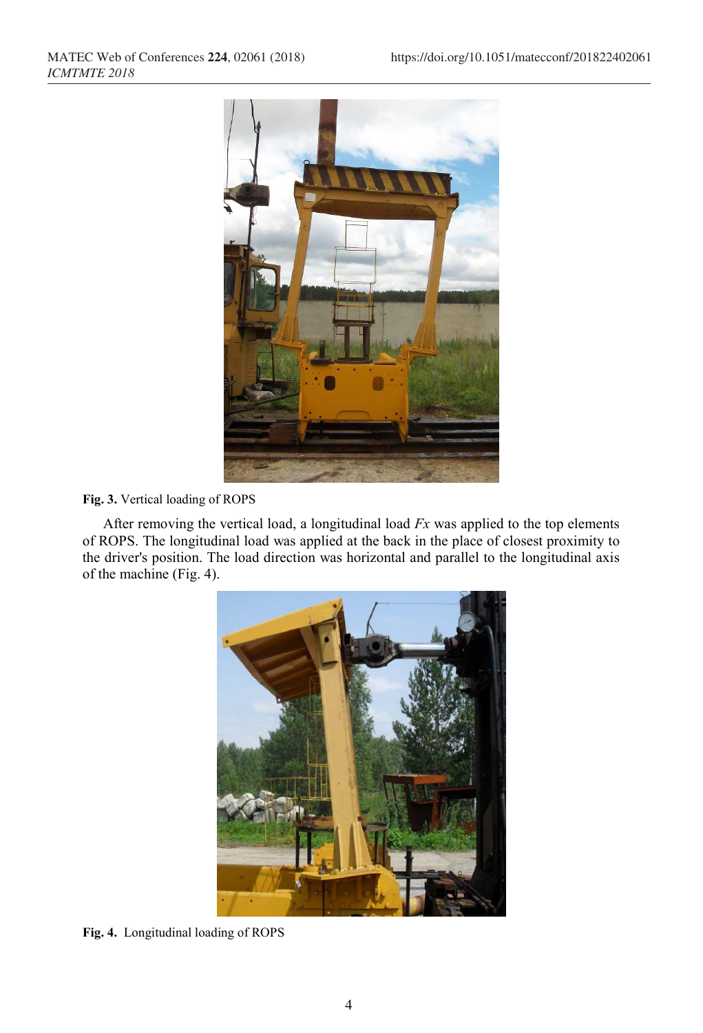**Fig. 3.** Vertical loading of ROPS

After removing the vertical load, a longitudinal load $Fx$ was applied to the top elements of ROPS. The longitudinal load was applied at the back in the place of closest proximity to the driver's position. The load direction was horizontal and parallel to the longitudinal axis of the machine (Fig. 4).

**Fig. 4.** Longitudinal loading of ROPS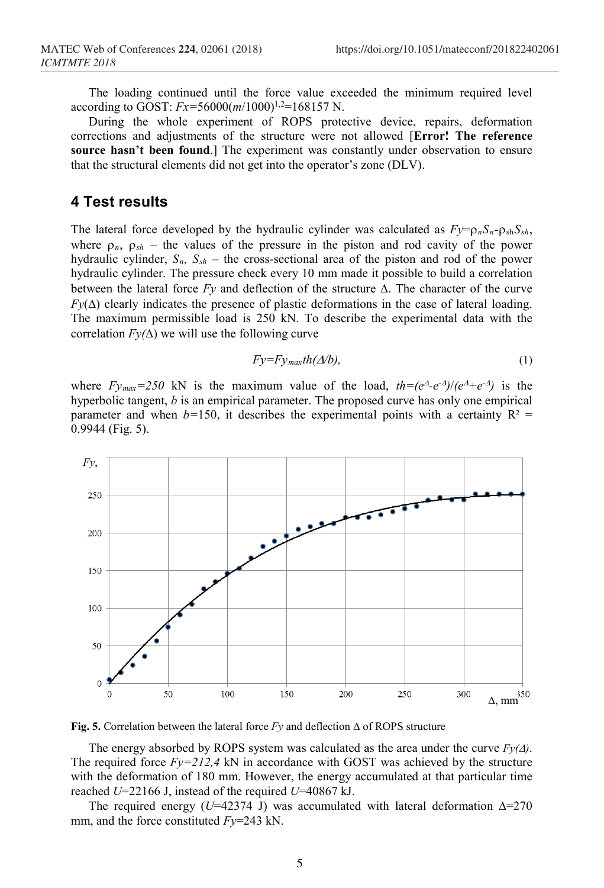The loading continued until the force value exceeded the minimum required level according to GOST: $Fx=56000(m/1000)^{1,2}=168157$ N.

During the whole experiment of ROPS protective device, repairs, deformation corrections and adjustments of the structure were not allowed [**Error! The reference source hasn't been found**.] The experiment was constantly under observation to ensure that the structural elements did not get into the operator's zone (DLV).

## 4 Test results

The lateral force developed by the hydraulic cylinder was calculated as $Fy=\rho_n S_n-\rho_{sh} S_{sh}$, where $\rho_n$, $\rho_{sh}$ – the values of the pressure in the piston and rod cavity of the power hydraulic cylinder, $S_n$, $S_{sh}$ – the cross-sectional area of the piston and rod of the power hydraulic cylinder. The pressure check every 10 mm made it possible to build a correlation between the lateral force $Fy$ and deflection of the structure $\Delta$. The character of the curve $Fy(\Delta)$ clearly indicates the presence of plastic deformations in the case of lateral loading. The maximum permissible load is 250 kN. To describe the experimental data with the correlation $Fy(\Delta)$ we will use the following curve

$$Fy=Fy_{max} th(\Delta/b), \tag{1}$$

where $Fy_{max}=250$ kN is the maximum value of the load, $th=(e^{\Delta}-e^{-\Delta})/(e^{\Delta}+e^{-\Delta})$ is the hyperbolic tangent, $b$ is an empirical parameter. The proposed curve has only one empirical parameter and when $b=150$, it describes the experimental points with a certainty $R^2$ = 0.9944 (Fig. 5).

**Fig. 5.** Correlation between the lateral force $Fy$ and deflection $\Delta$ of ROPS structure

The energy absorbed by ROPS system was calculated as the area under the curve $Fy(\Delta)$. The required force $Fy=212,4$ kN in accordance with GOST was achieved by the structure with the deformation of 180 mm. However, the energy accumulated at that particular time reached $U$=22166 J, instead of the required $U$=40867 kJ.

The required energy ($U$=42374 J) was accumulated with lateral deformation $\Delta$=270 mm, and the force constituted $Fy$=243 kN.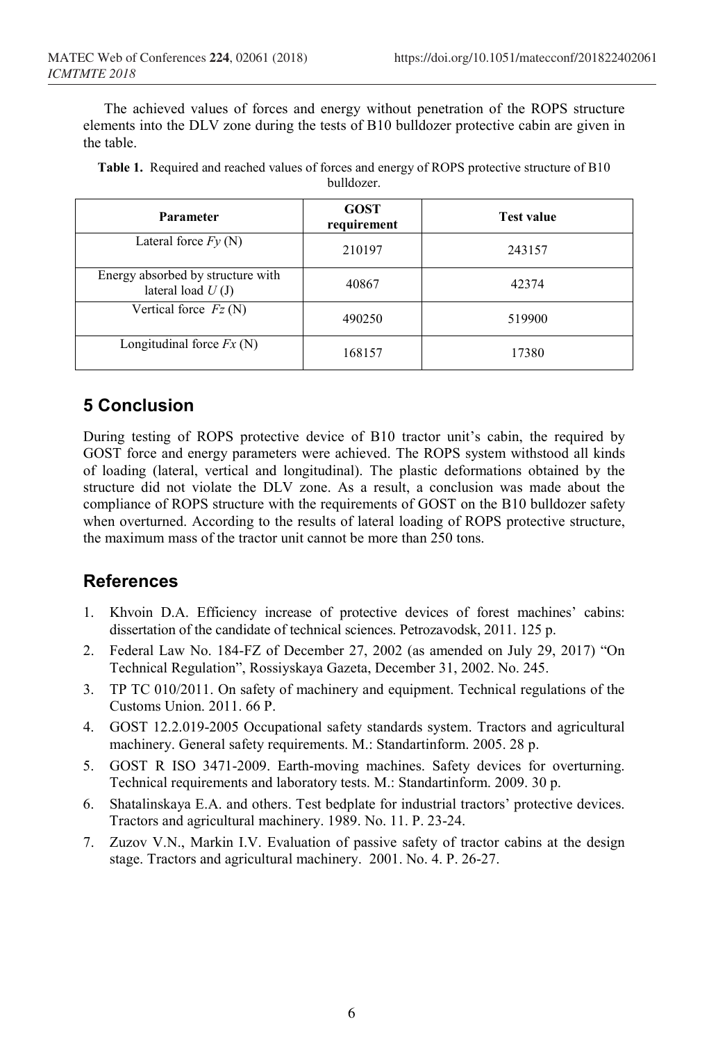The achieved values of forces and energy without penetration of the ROPS structure elements into the DLV zone during the tests of B10 bulldozer protective cabin are given in the table.

**Table 1.** Required and reached values of forces and energy of ROPS protective structure of B10 bulldozer.

| Parameter | GOST requirement | Test value |
|---|---|---|
| Lateral force $Fy$ (N) | 210197 | 243157 |
| Energy absorbed by structure with lateral load $U$ (J) | 40867 | 42374 |
| Vertical force $Fz$ (N) | 490250 | 519900 |
| Longitudinal force $Fx$ (N) | 168157 | 17380 |

## 5 Conclusion

During testing of ROPS protective device of B10 tractor unit's cabin, the required by GOST force and energy parameters were achieved. The ROPS system withstood all kinds of loading (lateral, vertical and longitudinal). The plastic deformations obtained by the structure did not violate the DLV zone. As a result, a conclusion was made about the compliance of ROPS structure with the requirements of GOST on the B10 bulldozer safety when overturned. According to the results of lateral loading of ROPS protective structure, the maximum mass of the tractor unit cannot be more than 250 tons.

## References

1. Khvoin D.A. Efficiency increase of protective devices of forest machines' cabins: dissertation of the candidate of technical sciences. Petrozavodsk, 2011. 125 p.
2. Federal Law No. 184-FZ of December 27, 2002 (as amended on July 29, 2017) "On Technical Regulation", Rossiyskaya Gazeta, December 31, 2002. No. 245.
3. TP TC 010/2011. On safety of machinery and equipment. Technical regulations of the Customs Union. 2011. 66 P.
4. GOST 12.2.019-2005 Occupational safety standards system. Tractors and agricultural machinery. General safety requirements. M.: Standartinform. 2005. 28 p.
5. GOST R ISO 3471-2009. Earth-moving machines. Safety devices for overturning. Technical requirements and laboratory tests. M.: Standartinform. 2009. 30 p.
6. Shatalinskaya E.A. and others. Test bedplate for industrial tractors' protective devices. Tractors and agricultural machinery. 1989. No. 11. P. 23-24.
7. Zuzov V.N., Markin I.V. Evaluation of passive safety of tractor cabins at the design stage. Tractors and agricultural machinery. 2001. No. 4. P. 26-27.